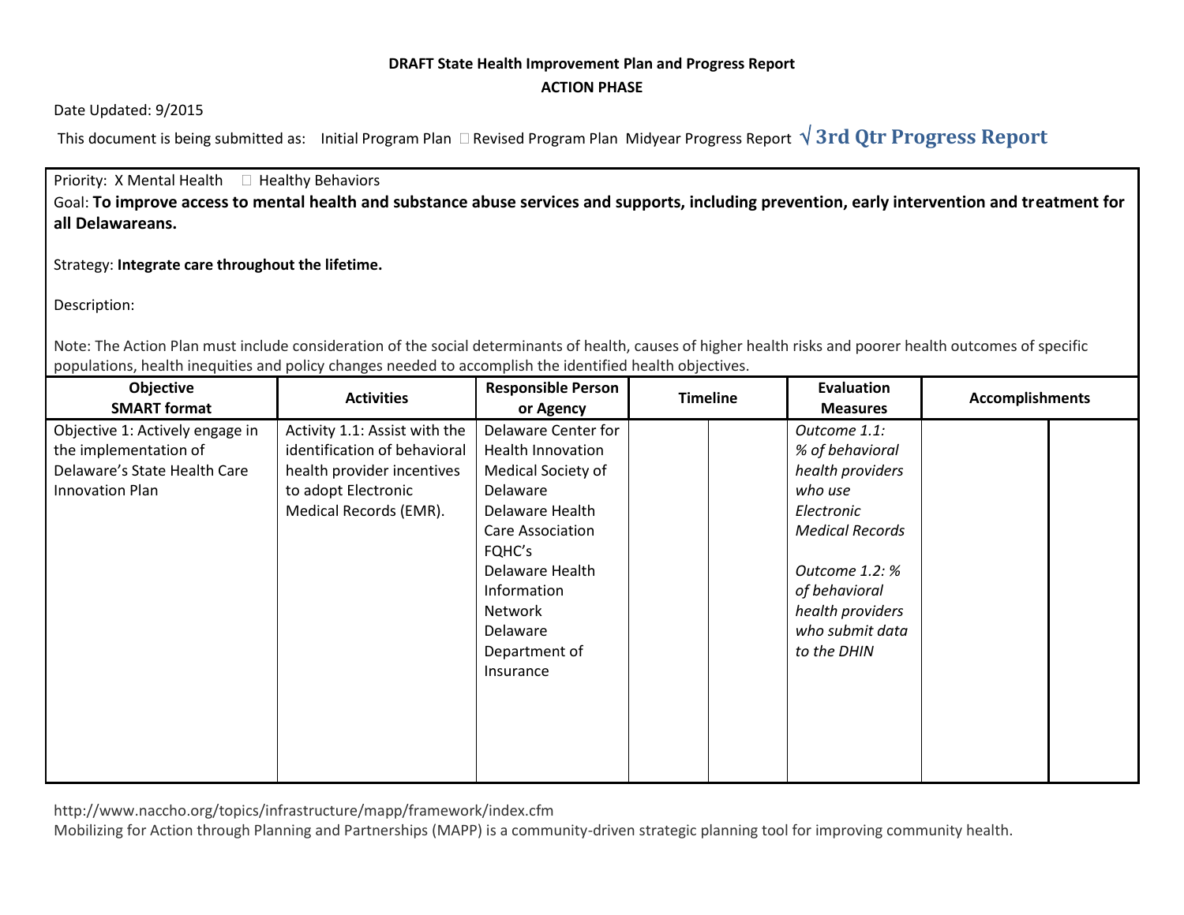**DRAFT State Health Improvement Plan and Progress Report**

**ACTION PHASE**

Date Updated: 9/2015

This document is being submitted as: Initial Program Plan ☐ Revised Program Plan Midyear Progress Report **√ 3rd Qtr Progress Report**

Priority: X Mental Health ☐ Healthy Behaviors

Goal: **To improve access to mental health and substance abuse services and supports, including prevention, early intervention and treatment for all Delawareans.**

Strategy: **Integrate care throughout the lifetime.**

Description:

Note: The Action Plan must include consideration of the social determinants of health, causes of higher health risks and poorer health outcomes of specific populations, health inequities and policy changes needed to accomplish the identified health objectives.

| Objective SMART format | Activities | Responsible Person or Agency | Timeline | | Evaluation Measures | Accomplishments | |
|---|---|---|---|---|---|---|---|
| Objective 1: Actively engage in the implementation of Delaware's State Health Care Innovation Plan | Activity 1.1: Assist with the identification of behavioral health provider incentives to adopt Electronic Medical Records (EMR). | Delaware Center for Health Innovation<br>Medical Society of Delaware<br>Delaware Health Care Association<br>FQHC's<br>Delaware Health Information Network<br>Delaware Department of Insurance | | | *Outcome 1.1: % of behavioral health providers who use Electronic Medical Records*<br><br>*Outcome 1.2: % of behavioral health providers who submit data to the DHIN* | | |

http://www.naccho.org/topics/infrastructure/mapp/framework/index.cfm
Mobilizing for Action through Planning and Partnerships (MAPP) is a community-driven strategic planning tool for improving community health.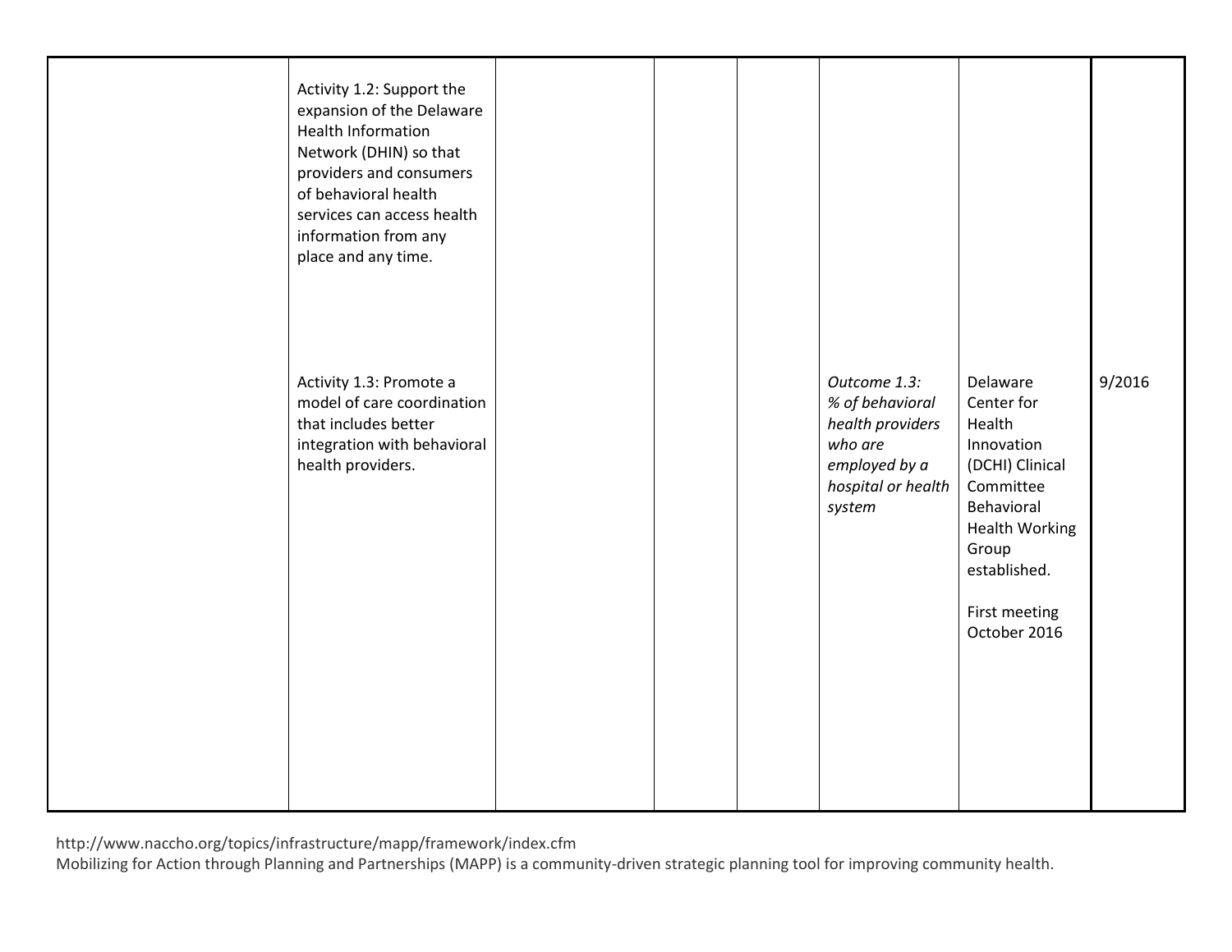| | | | | | | | |
|---|---|---|---|---|---|---|---|
| | Activity 1.2: Support the expansion of the Delaware Health Information Network (DHIN) so that providers and consumers of behavioral health services can access health information from any place and any time. | | | | | | |
| | Activity 1.3: Promote a model of care coordination that includes better integration with behavioral health providers. | | | | *Outcome 1.3: % of behavioral health providers who are employed by a hospital or health system* | Delaware Center for Health Innovation (DCHI) Clinical Committee Behavioral Health Working Group established.<br><br>First meeting October 2016 | 9/2016 |

http://www.naccho.org/topics/infrastructure/mapp/framework/index.cfm
Mobilizing for Action through Planning and Partnerships (MAPP) is a community-driven strategic planning tool for improving community health.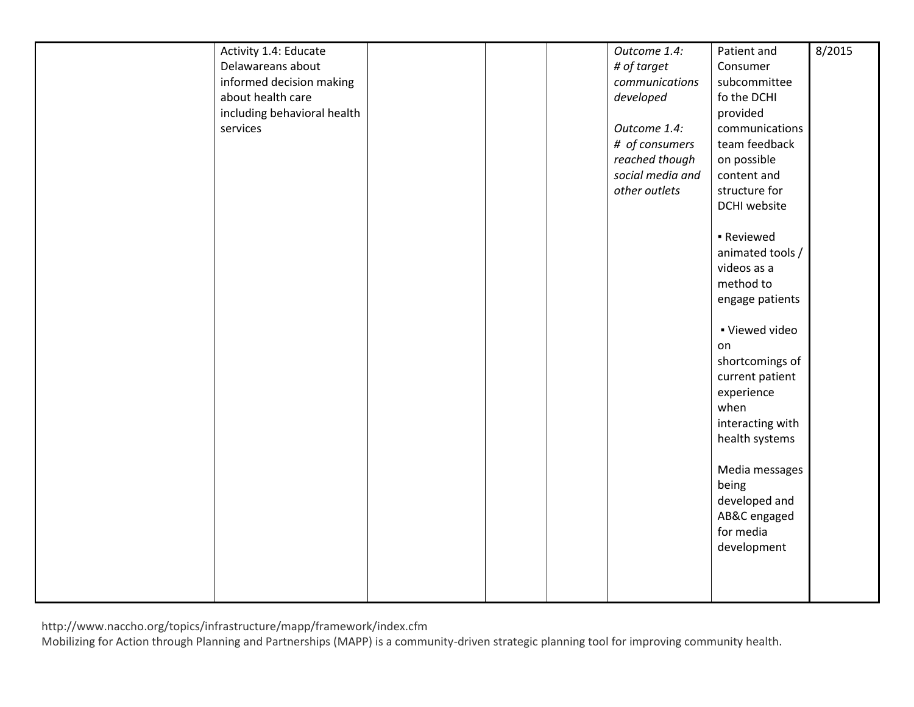| | | | | | | | |
|---|---|---|---|---|---|---|---|
| | Activity 1.4: Educate Delawareans about informed decision making about health care including behavioral health services | | | | *Outcome 1.4: # of target communications developed*<br><br>*Outcome 1.4: # of consumers reached though social media and other outlets* | Patient and Consumer subcommittee fo the DCHI provided communications team feedback on possible content and structure for DCHI website<br><br>▪ Reviewed animated tools / videos as a method to engage patients<br><br>▪ Viewed video on shortcomings of current patient experience when interacting with health systems<br><br>Media messages being developed and AB&C engaged for media development | 8/2015 |

http://www.naccho.org/topics/infrastructure/mapp/framework/index.cfm
Mobilizing for Action through Planning and Partnerships (MAPP) is a community-driven strategic planning tool for improving community health.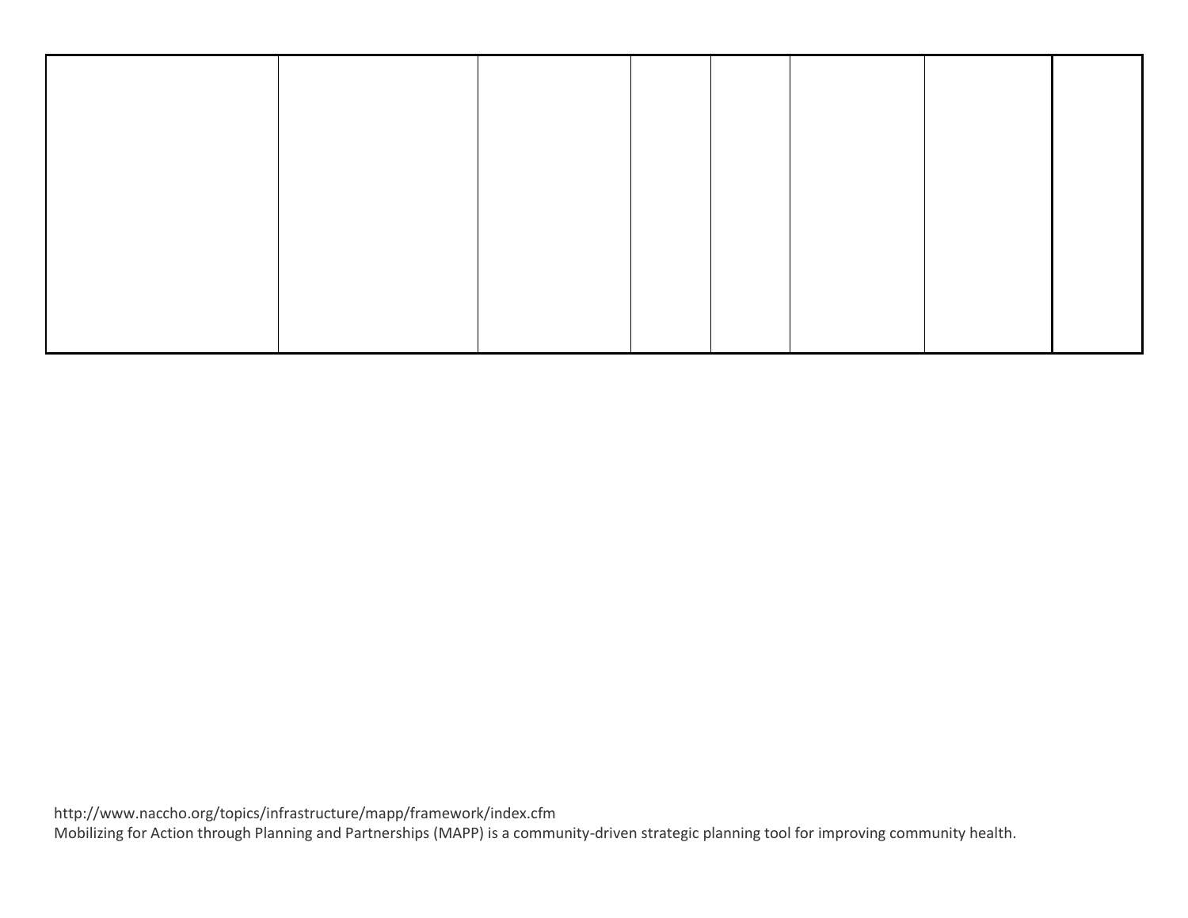| | | | | | | | |
|---|---|---|---|---|---|---|---|
| | | | | | | | |

http://www.naccho.org/topics/infrastructure/mapp/framework/index.cfm
Mobilizing for Action through Planning and Partnerships (MAPP) is a community-driven strategic planning tool for improving community health.